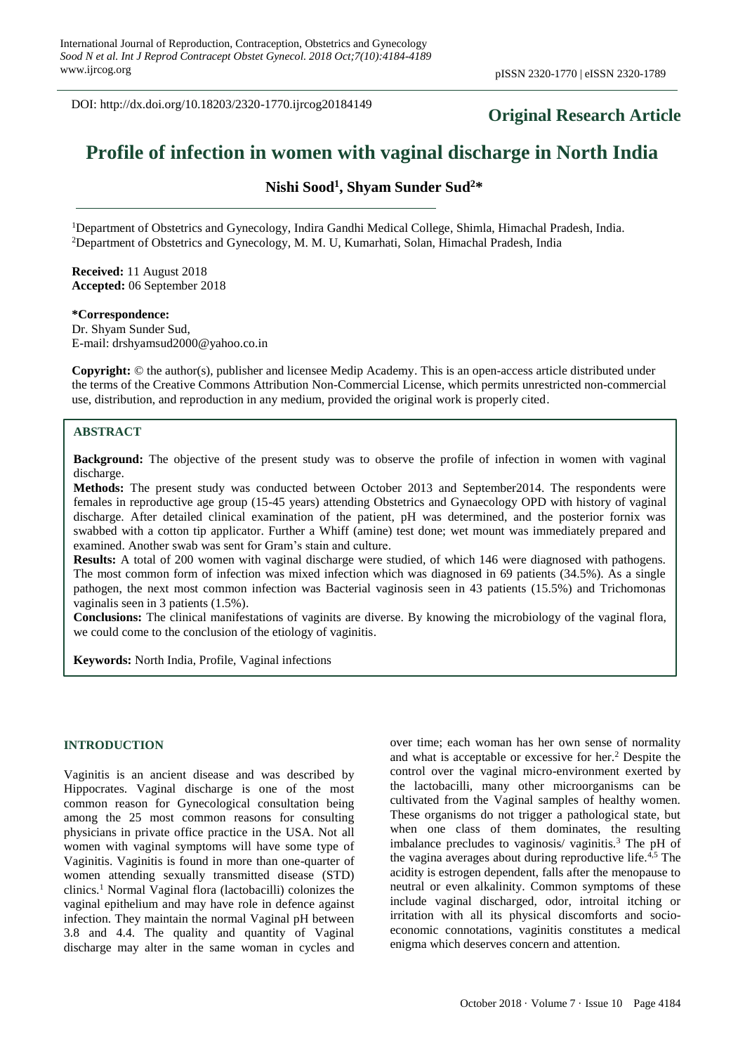DOI: http://dx.doi.org/10.18203/2320-1770.ijrcog20184149

**Original Research Article**

# Profile of infection in women with vaginal discharge in North India

**Nishi Sood[1], Shyam Sunder Sud[2]***

[1]Department of Obstetrics and Gynecology, Indira Gandhi Medical College, Shimla, Himachal Pradesh, India.
[2]Department of Obstetrics and Gynecology, M. M. U, Kumarhati, Solan, Himachal Pradesh, India

**Received:** 11 August 2018
**Accepted:** 06 September 2018

***Correspondence:**
Dr. Shyam Sunder Sud,
E-mail: drshyamsud2000@yahoo.co.in

**Copyright:** © the author(s), publisher and licensee Medip Academy. This is an open-access article distributed under the terms of the Creative Commons Attribution Non-Commercial License, which permits unrestricted non-commercial use, distribution, and reproduction in any medium, provided the original work is properly cited.

## ABSTRACT

**Background:** The objective of the present study was to observe the profile of infection in women with vaginal discharge.

**Methods:** The present study was conducted between October 2013 and September2014. The respondents were females in reproductive age group (15-45 years) attending Obstetrics and Gynaecology OPD with history of vaginal discharge. After detailed clinical examination of the patient, pH was determined, and the posterior fornix was swabbed with a cotton tip applicator. Further a Whiff (amine) test done; wet mount was immediately prepared and examined. Another swab was sent for Gram's stain and culture.

**Results:** A total of 200 women with vaginal discharge were studied, of which 146 were diagnosed with pathogens. The most common form of infection was mixed infection which was diagnosed in 69 patients (34.5%). As a single pathogen, the next most common infection was Bacterial vaginosis seen in 43 patients (15.5%) and Trichomonas vaginalis seen in 3 patients (1.5%).

**Conclusions:** The clinical manifestations of vaginits are diverse. By knowing the microbiology of the vaginal flora, we could come to the conclusion of the etiology of vaginitis.

**Keywords:** North India, Profile, Vaginal infections

## INTRODUCTION

Vaginitis is an ancient disease and was described by Hippocrates. Vaginal discharge is one of the most common reason for Gynecological consultation being among the 25 most common reasons for consulting physicians in private office practice in the USA. Not all women with vaginal symptoms will have some type of Vaginitis. Vaginitis is found in more than one-quarter of women attending sexually transmitted disease (STD) clinics.[1] Normal Vaginal flora (lactobacilli) colonizes the vaginal epithelium and may have role in defence against infection. They maintain the normal Vaginal pH between 3.8 and 4.4. The quality and quantity of Vaginal discharge may alter in the same woman in cycles and over time; each woman has her own sense of normality and what is acceptable or excessive for her.[2] Despite the control over the vaginal micro-environment exerted by the lactobacilli, many other microorganisms can be cultivated from the Vaginal samples of healthy women. These organisms do not trigger a pathological state, but when one class of them dominates, the resulting imbalance precludes to vaginosis/ vaginitis.[3] The pH of the vagina averages about during reproductive life.[4,5] The acidity is estrogen dependent, falls after the menopause to neutral or even alkalinity. Common symptoms of these include vaginal discharged, odor, introital itching or irritation with all its physical discomforts and socio-economic connotations, vaginitis constitutes a medical enigma which deserves concern and attention.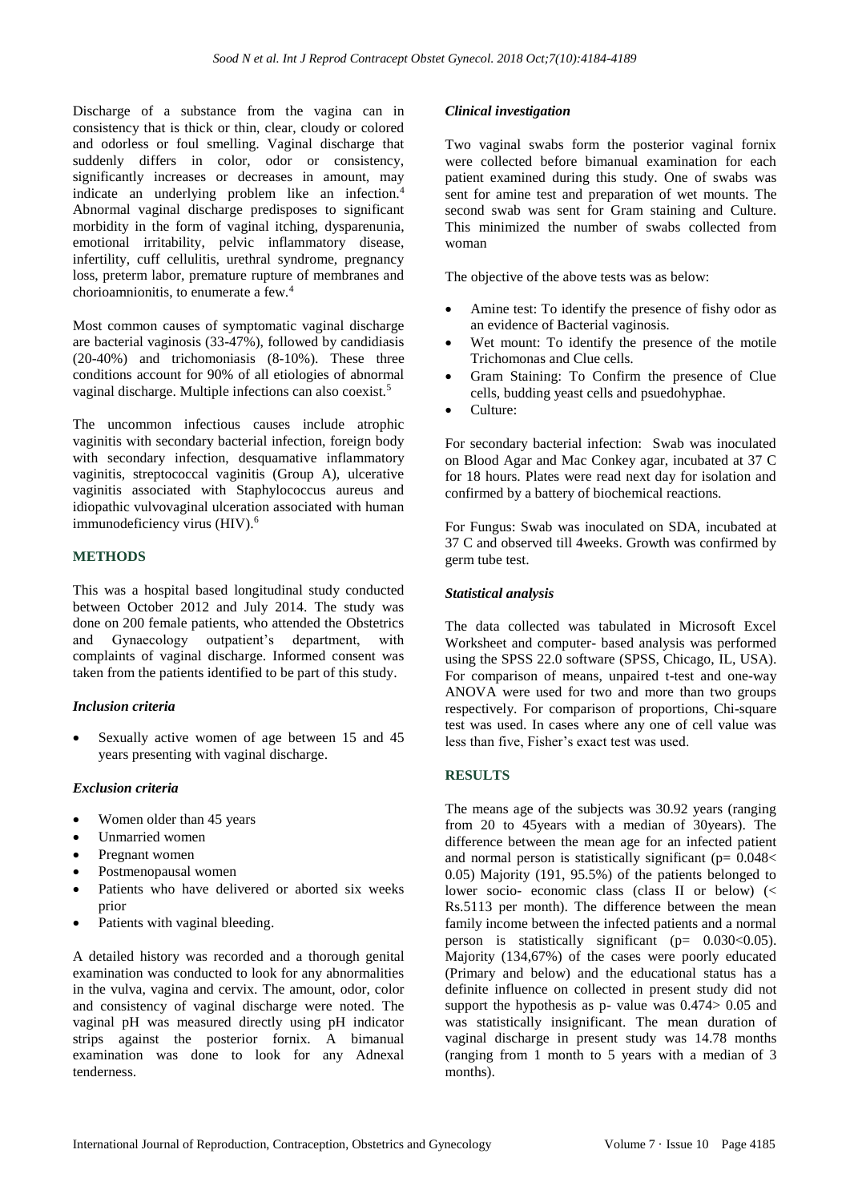Discharge of a substance from the vagina can in consistency that is thick or thin, clear, cloudy or colored and odorless or foul smelling. Vaginal discharge that suddenly differs in color, odor or consistency, significantly increases or decreases in amount, may indicate an underlying problem like an infection.[4] Abnormal vaginal discharge predisposes to significant morbidity in the form of vaginal itching, dysparenunia, emotional irritability, pelvic inflammatory disease, infertility, cuff cellulitis, urethral syndrome, pregnancy loss, preterm labor, premature rupture of membranes and chorioamnionitis, to enumerate a few.[4]

Most common causes of symptomatic vaginal discharge are bacterial vaginosis (33-47%), followed by candidiasis (20-40%) and trichomoniasis (8-10%). These three conditions account for 90% of all etiologies of abnormal vaginal discharge. Multiple infections can also coexist.[5]

The uncommon infectious causes include atrophic vaginitis with secondary bacterial infection, foreign body with secondary infection, desquamative inflammatory vaginitis, streptococcal vaginitis (Group A), ulcerative vaginitis associated with Staphylococcus aureus and idiopathic vulvovaginal ulceration associated with human immunodeficiency virus (HIV).[6]

## METHODS

This was a hospital based longitudinal study conducted between October 2012 and July 2014. The study was done on 200 female patients, who attended the Obstetrics and Gynaecology outpatient's department, with complaints of vaginal discharge. Informed consent was taken from the patients identified to be part of this study.

### *Inclusion criteria*

- Sexually active women of age between 15 and 45 years presenting with vaginal discharge.

### *Exclusion criteria*

- Women older than 45 years
- Unmarried women
- Pregnant women
- Postmenopausal women
- Patients who have delivered or aborted six weeks prior
- Patients with vaginal bleeding.

A detailed history was recorded and a thorough genital examination was conducted to look for any abnormalities in the vulva, vagina and cervix. The amount, odor, color and consistency of vaginal discharge were noted. The vaginal pH was measured directly using pH indicator strips against the posterior fornix. A bimanual examination was done to look for any Adnexal tenderness.

### *Clinical investigation*

Two vaginal swabs form the posterior vaginal fornix were collected before bimanual examination for each patient examined during this study. One of swabs was sent for amine test and preparation of wet mounts. The second swab was sent for Gram staining and Culture. This minimized the number of swabs collected from woman

The objective of the above tests was as below:

- Amine test: To identify the presence of fishy odor as an evidence of Bacterial vaginosis.
- Wet mount: To identify the presence of the motile Trichomonas and Clue cells.
- Gram Staining: To Confirm the presence of Clue cells, budding yeast cells and psuedohyphae.
- Culture:

For secondary bacterial infection: Swab was inoculated on Blood Agar and Mac Conkey agar, incubated at 37 C for 18 hours. Plates were read next day for isolation and confirmed by a battery of biochemical reactions.

For Fungus: Swab was inoculated on SDA, incubated at 37 C and observed till 4weeks. Growth was confirmed by germ tube test.

### *Statistical analysis*

The data collected was tabulated in Microsoft Excel Worksheet and computer- based analysis was performed using the SPSS 22.0 software (SPSS, Chicago, IL, USA). For comparison of means, unpaired t-test and one-way ANOVA were used for two and more than two groups respectively. For comparison of proportions, Chi-square test was used. In cases where any one of cell value was less than five, Fisher's exact test was used.

## RESULTS

The means age of the subjects was 30.92 years (ranging from 20 to 45years with a median of 30years). The difference between the mean age for an infected patient and normal person is statistically significant ($p= 0.048< 0.05$) Majority (191, 95.5%) of the patients belonged to lower socio- economic class (class II or below) (< Rs.5113 per month). The difference between the mean family income between the infected patients and a normal person is statistically significant ($p= 0.030<0.05$). Majority (134,67%) of the cases were poorly educated (Primary and below) and the educational status has a definite influence on collected in present study did not support the hypothesis as p- value was $0.474> 0.05$ and was statistically insignificant. The mean duration of vaginal discharge in present study was 14.78 months (ranging from 1 month to 5 years with a median of 3 months).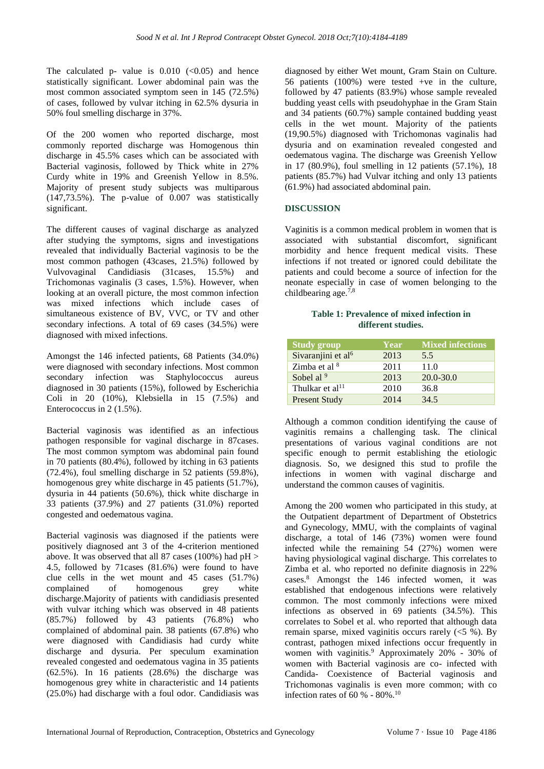The calculated p- value is 0.010 (<0.05) and hence statistically significant. Lower abdominal pain was the most common associated symptom seen in 145 (72.5%) of cases, followed by vulvar itching in 62.5% dysuria in 50% foul smelling discharge in 37%.

Of the 200 women who reported discharge, most commonly reported discharge was Homogenous thin discharge in 45.5% cases which can be associated with Bacterial vaginosis, followed by Thick white in 27% Curdy white in 19% and Greenish Yellow in 8.5%. Majority of present study subjects was multiparous (147,73.5%). The p-value of 0.007 was statistically significant.

The different causes of vaginal discharge as analyzed after studying the symptoms, signs and investigations revealed that individually Bacterial vaginosis to be the most common pathogen (43cases, 21.5%) followed by Vulvovaginal Candidiasis (31cases, 15.5%) and Trichomonas vaginalis (3 cases, 1.5%). However, when looking at an overall picture, the most common infection was mixed infections which include cases of simultaneous existence of BV, VVC, or TV and other secondary infections. A total of 69 cases (34.5%) were diagnosed with mixed infections.

Amongst the 146 infected patients, 68 Patients (34.0%) were diagnosed with secondary infections. Most common secondary infection was Staphylococcus aureus diagnosed in 30 patients (15%), followed by Escherichia Coli in 20 (10%), Klebsiella in 15 (7.5%) and Enterococcus in 2 (1.5%).

Bacterial vaginosis was identified as an infectious pathogen responsible for vaginal discharge in 87cases. The most common symptom was abdominal pain found in 70 patients (80.4%), followed by itching in 63 patients (72.4%), foul smelling discharge in 52 patients (59.8%), homogenous grey white discharge in 45 patients (51.7%), dysuria in 44 patients (50.6%), thick white discharge in 33 patients (37.9%) and 27 patients (31.0%) reported congested and oedematous vagina.

Bacterial vaginosis was diagnosed if the patients were positively diagnosed ant 3 of the 4-criterion mentioned above. It was observed that all 87 cases (100%) had pH > 4.5, followed by 71cases (81.6%) were found to have clue cells in the wet mount and 45 cases (51.7%) complained of homogenous grey white discharge.Majority of patients with candidiasis presented with vulvar itching which was observed in 48 patients (85.7%) followed by 43 patients (76.8%) who complained of abdominal pain. 38 patients (67.8%) who were diagnosed with Candidiasis had curdy white discharge and dysuria. Per speculum examination revealed congested and oedematous vagina in 35 patients (62.5%). In 16 patients (28.6%) the discharge was homogenous grey white in characteristic and 14 patients (25.0%) had discharge with a foul odor. Candidiasis was diagnosed by either Wet mount, Gram Stain on Culture. 56 patients (100%) were tested +ve in the culture, followed by 47 patients (83.9%) whose sample revealed budding yeast cells with pseudohyphae in the Gram Stain and 34 patients (60.7%) sample contained budding yeast cells in the wet mount. Majority of the patients (19,90.5%) diagnosed with Trichomonas vaginalis had dysuria and on examination revealed congested and oedematous vagina. The discharge was Greenish Yellow in 17 (80.9%), foul smelling in 12 patients (57.1%), 18 patients (85.7%) had Vulvar itching and only 13 patients (61.9%) had associated abdominal pain.

## DISCUSSION

Vaginitis is a common medical problem in women that is associated with substantial discomfort, significant morbidity and hence frequent medical visits. These infections if not treated or ignored could debilitate the patients and could become a source of infection for the neonate especially in case of women belonging to the childbearing age.[7,8]

**Table 1: Prevalence of mixed infection in different studies.**

| Study group | Year | Mixed infections |
|---|---|---|
| Sivaranjini et al[6] | 2013 | 5.5 |
| Zimba et al [8] | 2011 | 11.0 |
| Sobel al [9] | 2013 | 20.0-30.0 |
| Thulkar et al[11] | 2010 | 36.8 |
| Present Study | 2014 | 34.5 |

Although a common condition identifying the cause of vaginitis remains a challenging task. The clinical presentations of various vaginal conditions are not specific enough to permit establishing the etiologic diagnosis. So, we designed this stud to profile the infections in women with vaginal discharge and understand the common causes of vaginitis.

Among the 200 women who participated in this study, at the Outpatient department of Department of Obstetrics and Gynecology, MMU, with the complaints of vaginal discharge, a total of 146 (73%) women were found infected while the remaining 54 (27%) women were having physiological vaginal discharge. This correlates to Zimba et al. who reported no definite diagnosis in 22% cases.[8] Amongst the 146 infected women, it was established that endogenous infections were relatively common. The most commonly infections were mixed infections as observed in 69 patients (34.5%). This correlates to Sobel et al. who reported that although data remain sparse, mixed vaginitis occurs rarely (<5 %). By contrast, pathogen mixed infections occur frequently in women with vaginitis.[9] Approximately 20% - 30% of women with Bacterial vaginosis are co- infected with Candida- Coexistence of Bacterial vaginosis and Trichomonas vaginalis is even more common; with co infection rates of 60 % - 80%.[10]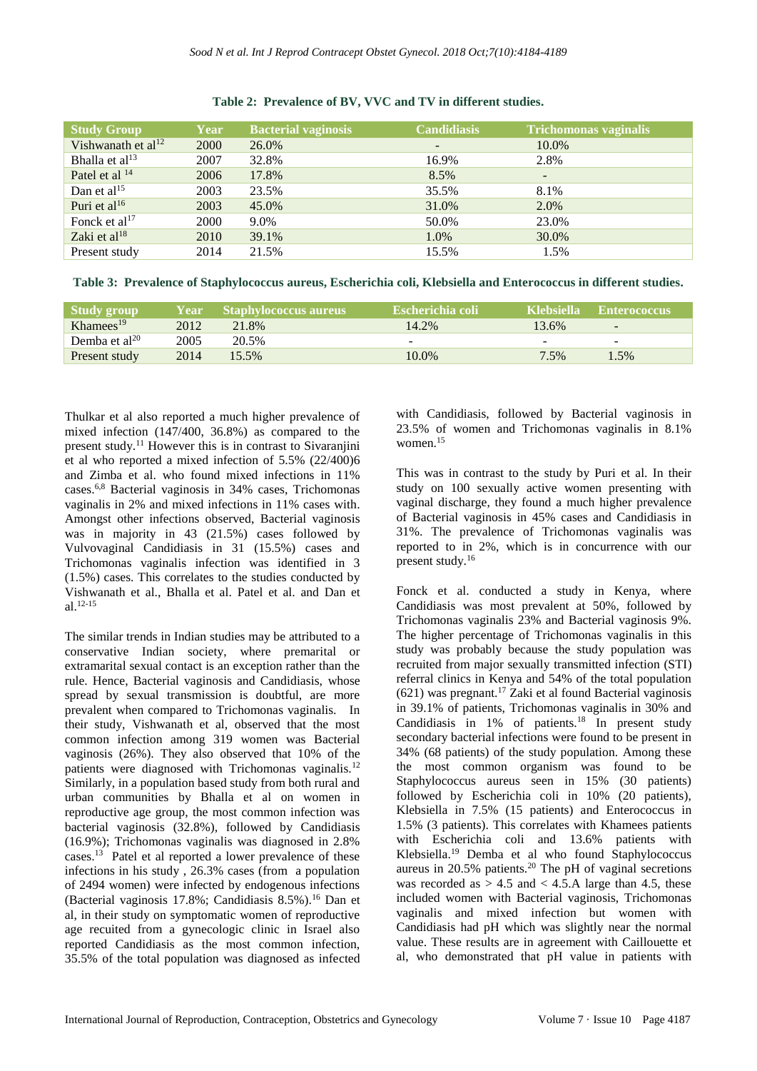**Table 2: Prevalence of BV, VVC and TV in different studies.**

| Study Group | Year | Bacterial vaginosis | Candidiasis | Trichomonas vaginalis |
|---|---|---|---|---|
| Vishwanath et al[12] | 2000 | 26.0% | - | 10.0% |
| Bhalla et al[13] | 2007 | 32.8% | 16.9% | 2.8% |
| Patel et al [14] | 2006 | 17.8% | 8.5% | - |
| Dan et al[15] | 2003 | 23.5% | 35.5% | 8.1% |
| Puri et al[16] | 2003 | 45.0% | 31.0% | 2.0% |
| Fonck et al[17] | 2000 | 9.0% | 50.0% | 23.0% |
| Zaki et al[18] | 2010 | 39.1% | 1.0% | 30.0% |
| Present study | 2014 | 21.5% | 15.5% | 1.5% |

**Table 3: Prevalence of Staphylococcus aureus, Escherichia coli, Klebsiella and Enterococcus in different studies.**

| Study group | Year | Staphylococcus aureus | Escherichia coli | Klebsiella | Enterococcus |
|---|---|---|---|---|---|
| Khamees[19] | 2012 | 21.8% | 14.2% | 13.6% | - |
| Demba et al[20] | 2005 | 20.5% | - | - | - |
| Present study | 2014 | 15.5% | 10.0% | 7.5% | 1.5% |

Thulkar et al also reported a much higher prevalence of mixed infection (147/400, 36.8%) as compared to the present study.[11] However this is in contrast to Sivaranjini et al who reported a mixed infection of 5.5% (22/400)6 and Zimba et al. who found mixed infections in 11% cases.[6,8] Bacterial vaginosis in 34% cases, Trichomonas vaginalis in 2% and mixed infections in 11% cases with. Amongst other infections observed, Bacterial vaginosis was in majority in 43 (21.5%) cases followed by Vulvovaginal Candidiasis in 31 (15.5%) cases and Trichomonas vaginalis infection was identified in 3 (1.5%) cases. This correlates to the studies conducted by Vishwanath et al., Bhalla et al. Patel et al. and Dan et al.[12-15]

The similar trends in Indian studies may be attributed to a conservative Indian society, where premarital or extramarital sexual contact is an exception rather than the rule. Hence, Bacterial vaginosis and Candidiasis, whose spread by sexual transmission is doubtful, are more prevalent when compared to Trichomonas vaginalis. In their study, Vishwanath et al, observed that the most common infection among 319 women was Bacterial vaginosis (26%). They also observed that 10% of the patients were diagnosed with Trichomonas vaginalis.[12] Similarly, in a population based study from both rural and urban communities by Bhalla et al on women in reproductive age group, the most common infection was bacterial vaginosis (32.8%), followed by Candidiasis (16.9%); Trichomonas vaginalis was diagnosed in 2.8% cases.[13] Patel et al reported a lower prevalence of these infections in his study , 26.3% cases (from a population of 2494 women) were infected by endogenous infections (Bacterial vaginosis 17.8%; Candidiasis 8.5%).[16] Dan et al, in their study on symptomatic women of reproductive age recuited from a gynecologic clinic in Israel also reported Candidiasis as the most common infection, 35.5% of the total population was diagnosed as infected with Candidiasis, followed by Bacterial vaginosis in 23.5% of women and Trichomonas vaginalis in 8.1% women.[15]

This was in contrast to the study by Puri et al. In their study on 100 sexually active women presenting with vaginal discharge, they found a much higher prevalence of Bacterial vaginosis in 45% cases and Candidiasis in 31%. The prevalence of Trichomonas vaginalis was reported to in 2%, which is in concurrence with our present study.[16]

Fonck et al. conducted a study in Kenya, where Candidiasis was most prevalent at 50%, followed by Trichomonas vaginalis 23% and Bacterial vaginosis 9%. The higher percentage of Trichomonas vaginalis in this study was probably because the study population was recruited from major sexually transmitted infection (STI) referral clinics in Kenya and 54% of the total population (621) was pregnant.[17] Zaki et al found Bacterial vaginosis in 39.1% of patients, Trichomonas vaginalis in 30% and Candidiasis in 1% of patients.[18] In present study secondary bacterial infections were found to be present in 34% (68 patients) of the study population. Among these the most common organism was found to be Staphylococcus aureus seen in 15% (30 patients) followed by Escherichia coli in 10% (20 patients), Klebsiella in 7.5% (15 patients) and Enterococcus in 1.5% (3 patients). This correlates with Khamees patients with Escherichia coli and 13.6% patients with Klebsiella.[19] Demba et al who found Staphylococcus aureus in 20.5% patients.[20] The pH of vaginal secretions was recorded as $> 4.5$ and $< 4.5$.A large than 4.5, these included women with Bacterial vaginosis, Trichomonas vaginalis and mixed infection but women with Candidiasis had pH which was slightly near the normal value. These results are in agreement with Caillouette et al, who demonstrated that pH value in patients with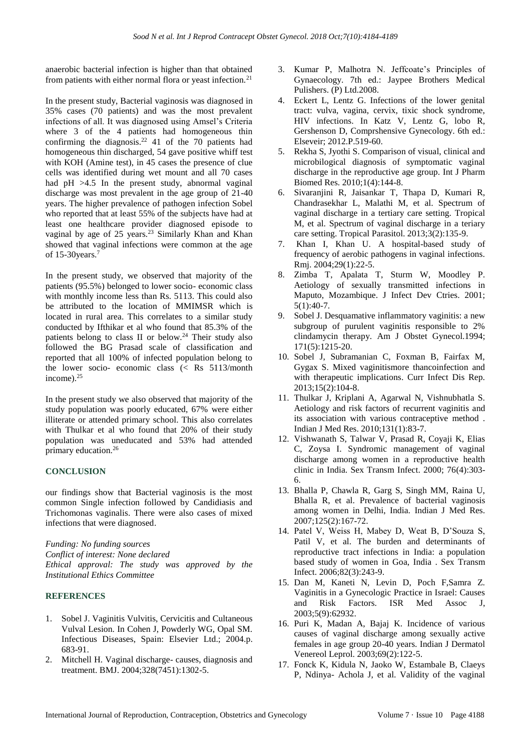anaerobic bacterial infection is higher than that obtained from patients with either normal flora or yeast infection.[21]

In the present study, Bacterial vaginosis was diagnosed in 35% cases (70 patients) and was the most prevalent infections of all. It was diagnosed using Amsel's Criteria where 3 of the 4 patients had homogeneous thin confirming the diagnosis.[22] 41 of the 70 patients had homogeneous thin discharged, 54 gave positive whiff test with KOH (Amine test), in 45 cases the presence of clue cells was identified during wet mount and all 70 cases had pH >4.5 In the present study, abnormal vaginal discharge was most prevalent in the age group of 21-40 years. The higher prevalence of pathogen infection Sobel who reported that at least 55% of the subjects have had at least one healthcare provider diagnosed episode to vaginal by age of 25 years.[23] Similarly Khan and Khan showed that vaginal infections were common at the age of 15-30years.[7]

In the present study, we observed that majority of the patients (95.5%) belonged to lower socio- economic class with monthly income less than Rs. 5113. This could also be attributed to the location of MMIMSR which is located in rural area. This correlates to a similar study conducted by Ifthikar et al who found that 85.3% of the patients belong to class II or below.[24] Their study also followed the BG Prasad scale of classification and reported that all 100% of infected population belong to the lower socio- economic class (< Rs 5113/month income).[25]

In the present study we also observed that majority of the study population was poorly educated, 67% were either illiterate or attended primary school. This also correlates with Thulkar et al who found that 20% of their study population was uneducated and 53% had attended primary education.[26]

## CONCLUSION

our findings show that Bacterial vaginosis is the most common Single infection followed by Candidiasis and Trichomonas vaginalis. There were also cases of mixed infections that were diagnosed.

*Funding: No funding sources*
*Conflict of interest: None declared*
*Ethical approval: The study was approved by the Institutional Ethics Committee*

## REFERENCES

1. Sobel J. Vaginitis Vulvitis, Cervicitis and Cultaneous Vulval Lesion. In Cohen J, Powderly WG, Opal SM. Infectious Diseases, Spain: Elsevier Ltd.; 2004.p. 683-91.
2. Mitchell H. Vaginal discharge- causes, diagnosis and treatment. BMJ. 2004;328(7451):1302-5.
3. Kumar P, Malhotra N. Jeffcoate's Principles of Gynaecology. 7th ed.: Jaypee Brothers Medical Pulishers. (P) Ltd.2008.
4. Eckert L, Lentz G. Infections of the lower genital tract: vulva, vagina, cervix, tixic shock syndrome, HIV infections. In Katz V, Lentz G, lobo R, Gershenson D, Comprshensive Gynecology. 6th ed.: Elseveir; 2012.P.519-60.
5. Rekha S, Jyothi S. Comparison of visual, clinical and microbilogical diagnosis of symptomatic vaginal discharge in the reproductive age group. Int J Pharm Biomed Res. 2010;1(4):144-8.
6. Sivaranjini R, Jaisankar T, Thapa D, Kumari R, Chandrasekhar L, Malathi M, et al. Spectrum of vaginal discharge in a tertiary care setting. Tropical M, et al. Spectrum of vaginal discharge in a teriary care setting. Tropical Parasitol. 2013;3(2):135-9.
7. Khan I, Khan U. A hospital-based study of frequency of aerobic pathogens in vaginal infections. Rmj. 2004;29(1):22-5.
8. Zimba T, Apalata T, Sturm W, Moodley P. Aetiology of sexually transmitted infections in Maputo, Mozambique. J Infect Dev Ctries. 2001; 5(1):40-7.
9. Sobel J. Desquamative inflammatory vaginitis: a new subgroup of purulent vaginitis responsible to 2% clindamycin therapy. Am J Obstet Gynecol.1994; 171(5):1215-20.
10. Sobel J, Subramanian C, Foxman B, Fairfax M, Gygax S. Mixed vaginitismore thancoinfection and with therapeutic implications. Curr Infect Dis Rep. 2013;15(2):104-8.
11. Thulkar J, Kriplani A, Agarwal N, Vishnubhatla S. Aetiology and risk factors of recurrent vaginitis and its association with various contraceptive method . Indian J Med Res. 2010;131(1):83-7.
12. Vishwanath S, Talwar V, Prasad R, Coyaji K, Elias C, Zoysa I. Syndromic management of vaginal discharge among women in a reproductive health clinic in India. Sex Transm Infect. 2000; 76(4):303-6.
13. Bhalla P, Chawla R, Garg S, Singh MM, Raina U, Bhalla R, et al. Prevalence of bacterial vaginosis among women in Delhi, India. Indian J Med Res. 2007;125(2):167-72.
14. Patel V, Weiss H, Mabey D, Weat B, D'Souza S, Patil V, et al. The burden and determinants of reproductive tract infections in India: a population based study of women in Goa, India . Sex Transm Infect. 2006;82(3):243-9.
15. Dan M, Kaneti N, Levin D, Poch F,Samra Z. Vaginitis in a Gynecologic Practice in Israel: Causes and Risk Factors. ISR Med Assoc J, 2003;5(9):62932.
16. Puri K, Madan A, Bajaj K. Incidence of various causes of vaginal discharge among sexually active females in age group 20-40 years. Indian J Dermatol Venereol Leprol. 2003;69(2):122-5.
17. Fonck K, Kidula N, Jaoko W, Estambale B, Claeys P, Ndinya- Achola J, et al. Validity of the vaginal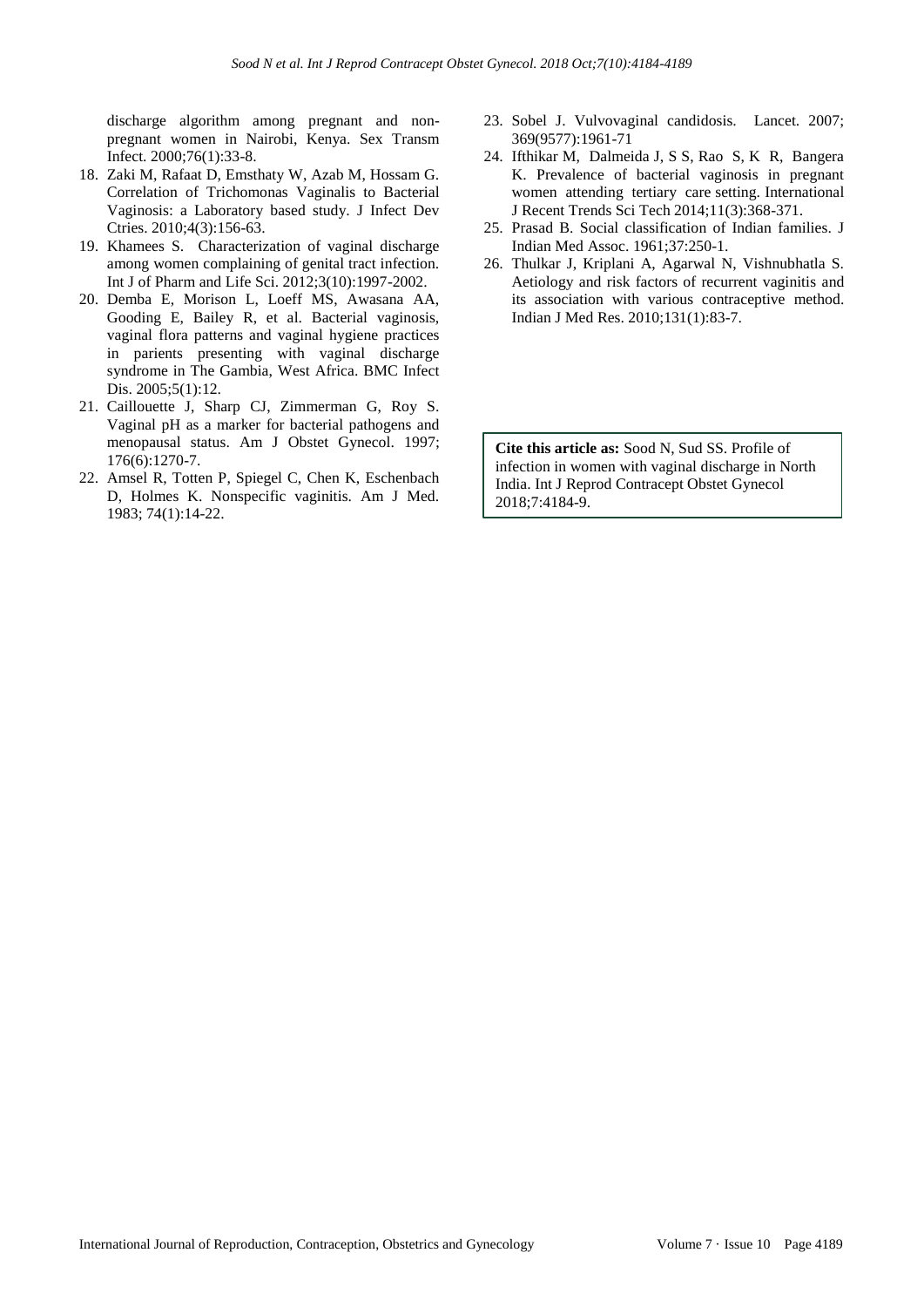discharge algorithm among pregnant and non-pregnant women in Nairobi, Kenya. Sex Transm Infect. 2000;76(1):33-8.

18. Zaki M, Rafaat D, Emsthaty W, Azab M, Hossam G. Correlation of Trichomonas Vaginalis to Bacterial Vaginosis: a Laboratory based study. J Infect Dev Ctries. 2010;4(3):156-63.
19. Khamees S. Characterization of vaginal discharge among women complaining of genital tract infection. Int J of Pharm and Life Sci. 2012;3(10):1997-2002.
20. Demba E, Morison L, Loeff MS, Awasana AA, Gooding E, Bailey R, et al. Bacterial vaginosis, vaginal flora patterns and vaginal hygiene practices in parients presenting with vaginal discharge syndrome in The Gambia, West Africa. BMC Infect Dis. 2005;5(1):12.
21. Caillouette J, Sharp CJ, Zimmerman G, Roy S. Vaginal pH as a marker for bacterial pathogens and menopausal status. Am J Obstet Gynecol. 1997; 176(6):1270-7.
22. Amsel R, Totten P, Spiegel C, Chen K, Eschenbach D, Holmes K. Nonspecific vaginitis. Am J Med. 1983; 74(1):14-22.
23. Sobel J. Vulvovaginal candidosis. Lancet. 2007; 369(9577):1961-71
24. Ifthikar M, Dalmeida J, S S, Rao S, K R, Bangera K. Prevalence of bacterial vaginosis in pregnant women attending tertiary care setting. International J Recent Trends Sci Tech 2014;11(3):368-371.
25. Prasad B. Social classification of Indian families. J Indian Med Assoc. 1961;37:250-1.
26. Thulkar J, Kriplani A, Agarwal N, Vishnubhatla S. Aetiology and risk factors of recurrent vaginitis and its association with various contraceptive method. Indian J Med Res. 2010;131(1):83-7.

**Cite this article as:** Sood N, Sud SS. Profile of infection in women with vaginal discharge in North India. Int J Reprod Contracept Obstet Gynecol 2018;7:4184-9.